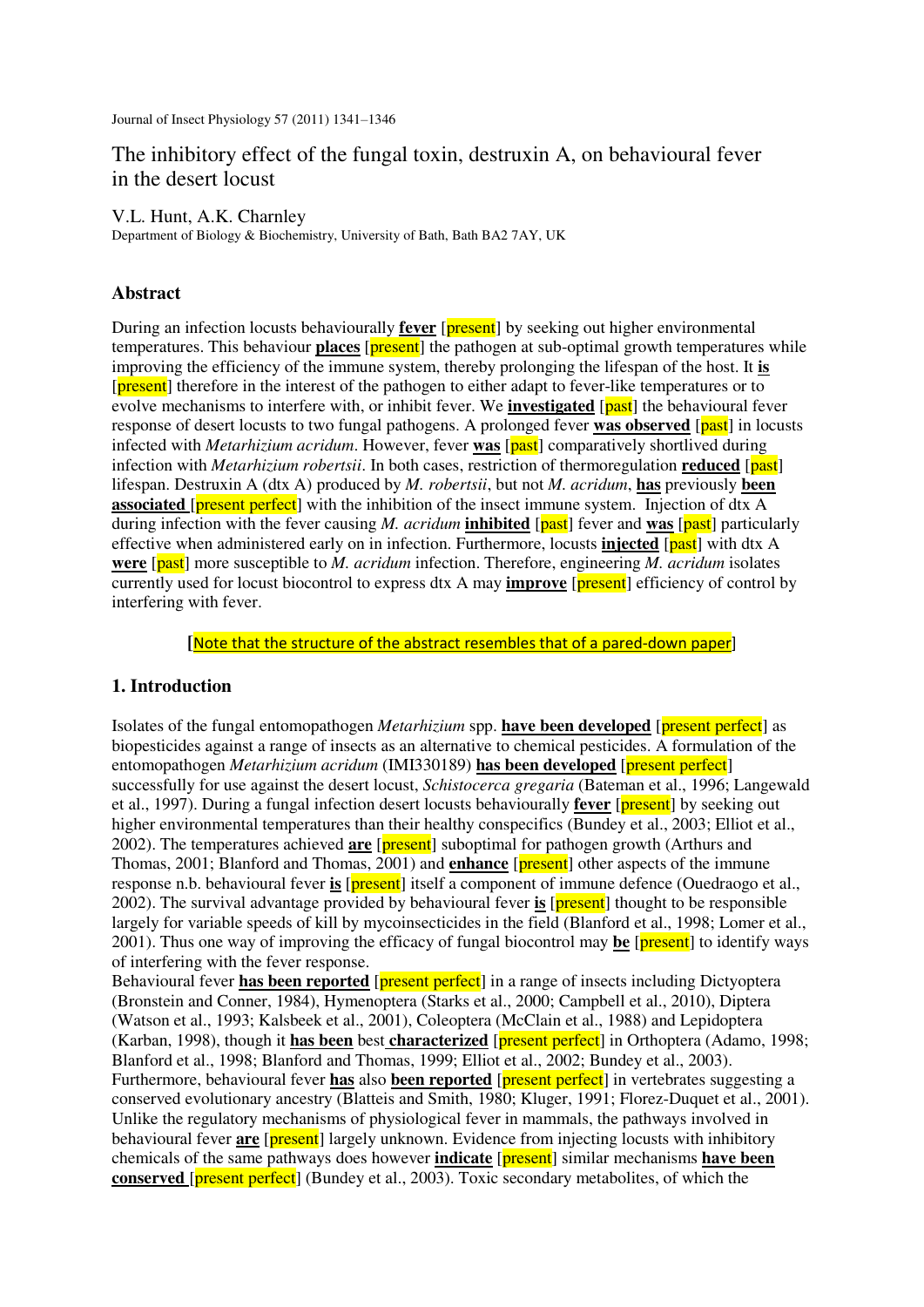Journal of Insect Physiology 57 (2011) 1341–1346

# The inhibitory effect of the fungal toxin, destruxin A, on behavioural fever in the desert locust

V.L. Hunt, A.K. Charnley

Department of Biology & Biochemistry, University of Bath, Bath BA2 7AY, UK

## Abstract

During an infection locusts behaviourally **fever** [present] by seeking out higher environmental temperatures. This behaviour **places** [present] the pathogen at sub-optimal growth temperatures while improving the efficiency of the immune system, thereby prolonging the lifespan of the host. It **is** [present] therefore in the interest of the pathogen to either adapt to fever-like temperatures or to evolve mechanisms to interfere with, or inhibit fever. We **investigated** [past] the behavioural fever response of desert locusts to two fungal pathogens. A prolonged fever **was observed** [past] in locusts infected with *Metarhizium acridum*. However, fever **was** [past] comparatively shortlived during infection with *Metarhizium robertsii*. In both cases, restriction of thermoregulation **reduced** [past] lifespan. Destruxin A (dtx A) produced by *M. robertsii*, but not *M. acridum*, **has** previously **been associated** [present perfect] with the inhibition of the insect immune system. Injection of dtx A during infection with the fever causing *M. acridum* **inhibited** [past] fever and **was** [past] particularly effective when administered early on in infection. Furthermore, locusts **injected** [past] with dtx A **were** [past] more susceptible to *M. acridum* infection. Therefore, engineering *M. acridum* isolates currently used for locust biocontrol to express dtx A may **improve** [present] efficiency of control by interfering with fever.

[Note that the structure of the abstract resembles that of a pared-down paper]

## 1. Introduction

Isolates of the fungal entomopathogen *Metarhizium* spp. **have been developed** [present perfect] as biopesticides against a range of insects as an alternative to chemical pesticides. A formulation of the entomopathogen *Metarhizium acridum* (IMI330189) **has been developed** [present perfect] successfully for use against the desert locust, *Schistocerca gregaria* (Bateman et al., 1996; Langewald et al., 1997). During a fungal infection desert locusts behaviourally **fever** [present] by seeking out higher environmental temperatures than their healthy conspecifics (Bundey et al., 2003; Elliot et al., 2002). The temperatures achieved **are** [present] suboptimal for pathogen growth (Arthurs and Thomas, 2001; Blanford and Thomas, 2001) and **enhance** [present] other aspects of the immune response n.b. behavioural fever **is** [present] itself a component of immune defence (Ouedraogo et al., 2002). The survival advantage provided by behavioural fever **is** [present] thought to be responsible largely for variable speeds of kill by mycoinsecticides in the field (Blanford et al., 1998; Lomer et al., 2001). Thus one way of improving the efficacy of fungal biocontrol may **be** [present] to identify ways of interfering with the fever response.

Behavioural fever **has been reported** [present perfect] in a range of insects including Dictyoptera (Bronstein and Conner, 1984), Hymenoptera (Starks et al., 2000; Campbell et al., 2010), Diptera (Watson et al., 1993; Kalsbeek et al., 2001), Coleoptera (McClain et al., 1988) and Lepidoptera (Karban, 1998), though it **has been** best **characterized** [present perfect] in Orthoptera (Adamo, 1998; Blanford et al., 1998; Blanford and Thomas, 1999; Elliot et al., 2002; Bundey et al., 2003). Furthermore, behavioural fever **has** also **been reported** [present perfect] in vertebrates suggesting a conserved evolutionary ancestry (Blatteis and Smith, 1980; Kluger, 1991; Florez-Duquet et al., 2001). Unlike the regulatory mechanisms of physiological fever in mammals, the pathways involved in behavioural fever **are** [present] largely unknown. Evidence from injecting locusts with inhibitory chemicals of the same pathways does however **indicate** [present] similar mechanisms **have been conserved** [present perfect] (Bundey et al., 2003). Toxic secondary metabolites, of which the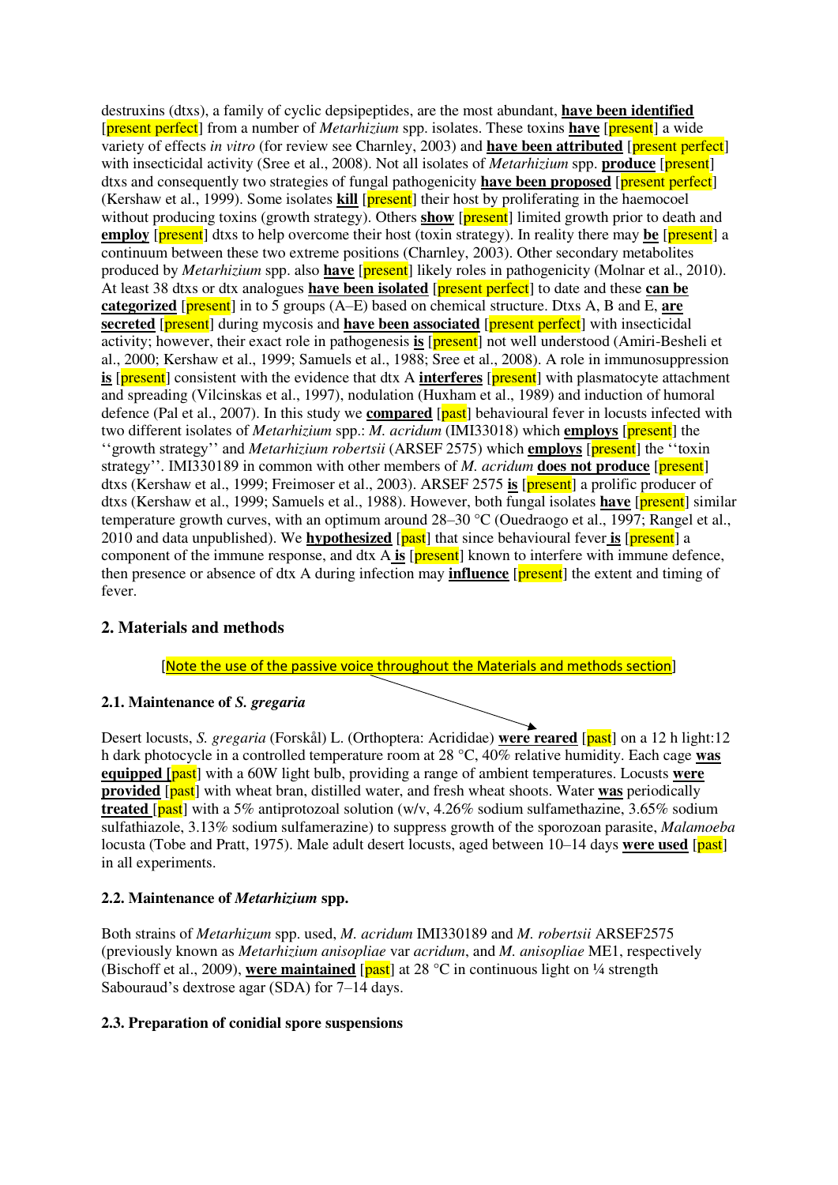destruxins (dtxs), a family of cyclic depsipeptides, are the most abundant, **have been identified** [present perfect] from a number of *Metarhizium* spp. isolates. These toxins **have** [present] a wide variety of effects *in vitro* (for review see Charnley, 2003) and **have been attributed** [present perfect] with insecticidal activity (Sree et al., 2008). Not all isolates of *Metarhizium* spp. **produce** [present] dtxs and consequently two strategies of fungal pathogenicity **have been proposed** [present perfect] (Kershaw et al., 1999). Some isolates **kill** [present] their host by proliferating in the haemocoel without producing toxins (growth strategy). Others **show** [present] limited growth prior to death and **employ** [present] dtxs to help overcome their host (toxin strategy). In reality there may **be** [present] a continuum between these two extreme positions (Charnley, 2003). Other secondary metabolites produced by *Metarhizium* spp. also **have** [present] likely roles in pathogenicity (Molnar et al., 2010). At least 38 dtxs or dtx analogues **have been isolated** [present perfect] to date and these **can be categorized** [present] in to 5 groups (A–E) based on chemical structure. Dtxs A, B and E, **are secreted** [present] during mycosis and **have been associated** [present perfect] with insecticidal activity; however, their exact role in pathogenesis **is** [present] not well understood (Amiri-Besheli et al., 2000; Kershaw et al., 1999; Samuels et al., 1988; Sree et al., 2008). A role in immunosuppression **is** [present] consistent with the evidence that dtx A **interferes** [present] with plasmatocyte attachment and spreading (Vilcinskas et al., 1997), nodulation (Huxham et al., 1989) and induction of humoral defence (Pal et al., 2007). In this study we **compared** [past] behavioural fever in locusts infected with two different isolates of *Metarhizium* spp.: *M. acridum* (IMI33018) which **employs** [present] the ''growth strategy'' and *Metarhizium robertsii* (ARSEF 2575) which **employs** [present] the ''toxin strategy''. IMI330189 in common with other members of *M. acridum* **does not produce** [present] dtxs (Kershaw et al., 1999; Freimoser et al., 2003). ARSEF 2575 **is** [present] a prolific producer of dtxs (Kershaw et al., 1999; Samuels et al., 1988). However, both fungal isolates **have** [present] similar temperature growth curves, with an optimum around 28–30 °C (Ouedraogo et al., 1997; Rangel et al., 2010 and data unpublished). We **hypothesized** [past] that since behavioural fever **is** [present] a component of the immune response, and dtx A **is** [present] known to interfere with immune defence, then presence or absence of dtx A during infection may **influence** [present] the extent and timing of fever.

## 2. Materials and methods

[Note the use of the passive voice throughout the Materials and methods section]

### 2.1. Maintenance of *S. gregaria*

Desert locusts, *S. gregaria* (Forskål) L. (Orthoptera: Acrididae) **were reared** [past] on a 12 h light:12 h dark photocycle in a controlled temperature room at 28 °C, 40% relative humidity. Each cage **was equipped** [past] with a 60W light bulb, providing a range of ambient temperatures. Locusts **were provided** [past] with wheat bran, distilled water, and fresh wheat shoots. Water **was** periodically **treated** [past] with a 5% antiprotozoal solution (w/v, 4.26% sodium sulfamethazine, 3.65% sodium sulfathiazole, 3.13% sodium sulfamerazine) to suppress growth of the sporozoan parasite, *Malamoeba* locusta (Tobe and Pratt, 1975). Male adult desert locusts, aged between 10–14 days **were used** [past] in all experiments.

### 2.2. Maintenance of *Metarhizium* spp.

Both strains of *Metarhizum* spp. used, *M. acridum* IMI330189 and *M. robertsii* ARSEF2575 (previously known as *Metarhizium anisopliae* var *acridum*, and *M. anisopliae* ME1, respectively (Bischoff et al., 2009), **were maintained** [past] at 28 °C in continuous light on ¼ strength Sabouraud's dextrose agar (SDA) for 7–14 days.

### 2.3. Preparation of conidial spore suspensions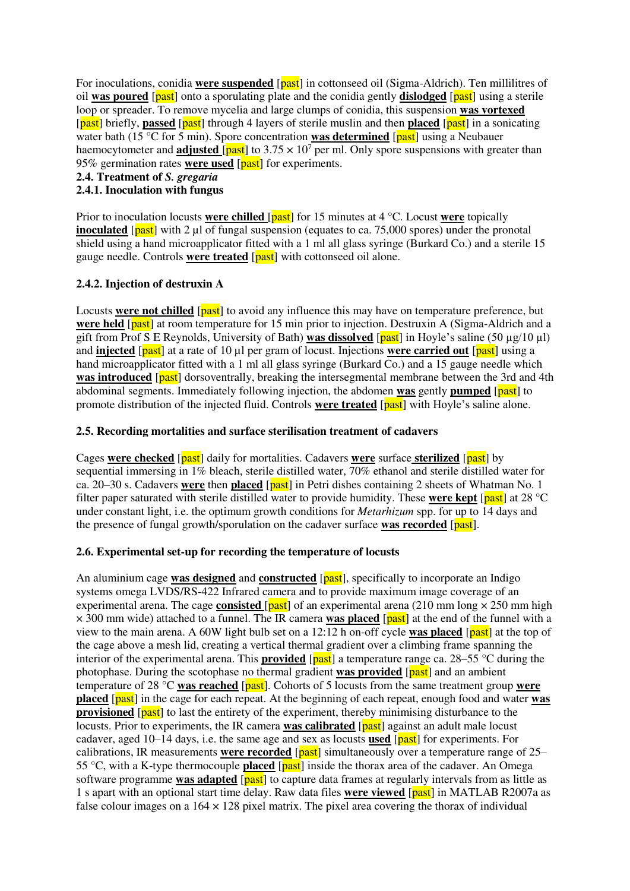For inoculations, conidia **were suspended** [past] in cottonseed oil (Sigma-Aldrich). Ten millilitres of oil **was poured** [past] onto a sporulating plate and the conidia gently **dislodged** [past] using a sterile loop or spreader. To remove mycelia and large clumps of conidia, this suspension **was vortexed** [past] briefly, **passed** [past] through 4 layers of sterile muslin and then **placed** [past] in a sonicating water bath (15 °C for 5 min). Spore concentration **was determined** [past] using a Neubauer haemocytometer and **adjusted** [past] to $3.75 \times 10^7$ per ml. Only spore suspensions with greater than 95% germination rates **were used** [past] for experiments.

**2.4. Treatment of *S. gregaria***

**2.4.1. Inoculation with fungus**

Prior to inoculation locusts **were chilled** [past] for 15 minutes at 4 °C. Locust **were** topically **inoculated** [past] with 2 µl of fungal suspension (equates to ca. 75,000 spores) under the pronotal shield using a hand microapplicator fitted with a 1 ml all glass syringe (Burkard Co.) and a sterile 15 gauge needle. Controls **were treated** [past] with cottonseed oil alone.

**2.4.2. Injection of destruxin A**

Locusts **were not chilled** [past] to avoid any influence this may have on temperature preference, but **were held** [past] at room temperature for 15 min prior to injection. Destruxin A (Sigma-Aldrich and a gift from Prof S E Reynolds, University of Bath) **was dissolved** [past] in Hoyle's saline (50 µg/10 µl) and **injected** [past] at a rate of 10 µl per gram of locust. Injections **were carried out** [past] using a hand microapplicator fitted with a 1 ml all glass syringe (Burkard Co.) and a 15 gauge needle which **was introduced** [past] dorsoventrally, breaking the intersegmental membrane between the 3rd and 4th abdominal segments. Immediately following injection, the abdomen **was** gently **pumped** [past] to promote distribution of the injected fluid. Controls **were treated** [past] with Hoyle's saline alone.

**2.5. Recording mortalities and surface sterilisation treatment of cadavers**

Cages **were checked** [past] daily for mortalities. Cadavers **were** surface **sterilized** [past] by sequential immersing in 1% bleach, sterile distilled water, 70% ethanol and sterile distilled water for ca. 20–30 s. Cadavers **were** then **placed** [past] in Petri dishes containing 2 sheets of Whatman No. 1 filter paper saturated with sterile distilled water to provide humidity. These **were kept** [past] at 28 °C under constant light, i.e. the optimum growth conditions for *Metarhizum* spp. for up to 14 days and the presence of fungal growth/sporulation on the cadaver surface **was recorded** [past].

**2.6. Experimental set-up for recording the temperature of locusts**

An aluminium cage **was designed** and **constructed** [past], specifically to incorporate an Indigo systems omega LVDS/RS-422 Infrared camera and to provide maximum image coverage of an experimental arena. The cage **consisted** [past] of an experimental arena (210 mm long × 250 mm high × 300 mm wide) attached to a funnel. The IR camera **was placed** [past] at the end of the funnel with a view to the main arena. A 60W light bulb set on a 12:12 h on-off cycle **was placed** [past] at the top of the cage above a mesh lid, creating a vertical thermal gradient over a climbing frame spanning the interior of the experimental arena. This **provided** [past] a temperature range ca. 28–55 °C during the photophase. During the scotophase no thermal gradient **was provided** [past] and an ambient temperature of 28 °C **was reached** [past]. Cohorts of 5 locusts from the same treatment group **were placed** [past] in the cage for each repeat. At the beginning of each repeat, enough food and water **was provisioned** [past] to last the entirety of the experiment, thereby minimising disturbance to the locusts. Prior to experiments, the IR camera **was calibrated** [past] against an adult male locust cadaver, aged 10–14 days, i.e. the same age and sex as locusts **used** [past] for experiments. For calibrations, IR measurements **were recorded** [past] simultaneously over a temperature range of 25–55 °C, with a K-type thermocouple **placed** [past] inside the thorax area of the cadaver. An Omega software programme **was adapted** [past] to capture data frames at regularly intervals from as little as 1 s apart with an optional start time delay. Raw data files **were viewed** [past] in MATLAB R2007a as false colour images on a 164 × 128 pixel matrix. The pixel area covering the thorax of individual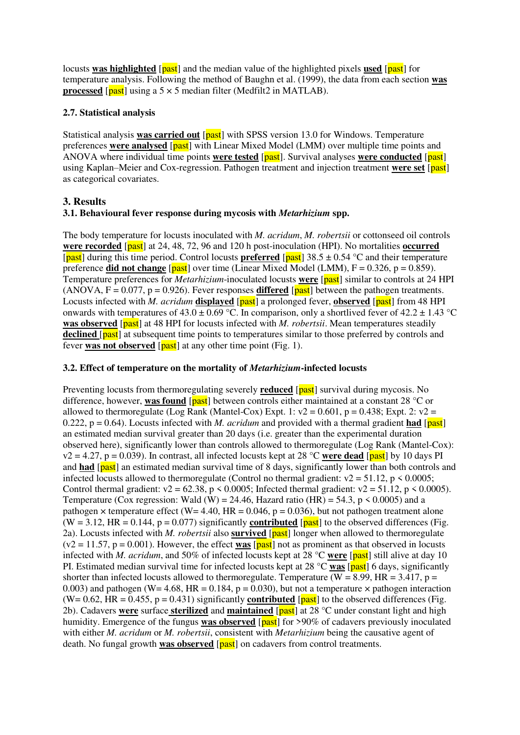locusts **was highlighted** [past] and the median value of the highlighted pixels **used** [past] for temperature analysis. Following the method of Baughn et al. (1999), the data from each section **was processed** [past] using a 5 × 5 median filter (Medfilt2 in MATLAB).

### 2.7. Statistical analysis

Statistical analysis **was carried out** [past] with SPSS version 13.0 for Windows. Temperature preferences **were analysed** [past] with Linear Mixed Model (LMM) over multiple time points and ANOVA where individual time points **were tested** [past]. Survival analyses **were conducted** [past] using Kaplan–Meier and Cox-regression. Pathogen treatment and injection treatment **were set** [past] as categorical covariates.

## 3. Results

### 3.1. Behavioural fever response during mycosis with *Metarhizium* spp.

The body temperature for locusts inoculated with *M. acridum*, *M. robertsii* or cottonseed oil controls **were recorded** [past] at 24, 48, 72, 96 and 120 h post-inoculation (HPI). No mortalities **occurred** [past] during this time period. Control locusts **preferred** [past] 38.5 ± 0.54 °C and their temperature preference **did not change** [past] over time (Linear Mixed Model (LMM), $F = 0.326$, $p = 0.859$). Temperature preferences for *Metarhizium*-inoculated locusts **were** [past] similar to controls at 24 HPI (ANOVA, $F = 0.077$, $p = 0.926$). Fever responses **differed** [past] between the pathogen treatments. Locusts infected with *M. acridum* **displayed** [past] a prolonged fever, **observed** [past] from 48 HPI onwards with temperatures of 43.0 ± 0.69 °C. In comparison, only a shortlived fever of 42.2 ± 1.43 °C **was observed** [past] at 48 HPI for locusts infected with *M. robertsii*. Mean temperatures steadily **declined** [past] at subsequent time points to temperatures similar to those preferred by controls and fever **was not observed** [past] at any other time point (Fig. 1).

### 3.2. Effect of temperature on the mortality of *Metarhizium*-infected locusts

Preventing locusts from thermoregulating severely **reduced** [past] survival during mycosis. No difference, however, **was found** [past] between controls either maintained at a constant 28 °C or allowed to thermoregulate (Log Rank (Mantel-Cox) Expt. 1: $v2 = 0.601$, $p = 0.438$; Expt. 2: $v2 = 0.222$, $p = 0.64$). Locusts infected with *M. acridum* and provided with a thermal gradient **had** [past] an estimated median survival greater than 20 days (i.e. greater than the experimental duration observed here), significantly lower than controls allowed to thermoregulate (Log Rank (Mantel-Cox): $v2 = 4.27$, $p = 0.039$). In contrast, all infected locusts kept at 28 °C **were dead** [past] by 10 days PI and **had** [past] an estimated median survival time of 8 days, significantly lower than both controls and infected locusts allowed to thermoregulate (Control no thermal gradient: $v2 = 51.12$, $p < 0.0005$; Control thermal gradient: $v2 = 62.38$, $p < 0.0005$; Infected thermal gradient: $v2 = 51.12$, $p < 0.0005$). Temperature (Cox regression: Wald (W) = 24.46, Hazard ratio (HR) = 54.3, $p < 0.0005$) and a pathogen × temperature effect (W= 4.40, HR = 0.046, $p = 0.036$), but not pathogen treatment alone (W = 3.12, HR = 0.144, $p = 0.077$) significantly **contributed** [past] to the observed differences (Fig. 2a). Locusts infected with *M. robertsii* also **survived** [past] longer when allowed to thermoregulate ($v2 = 11.57$, $p = 0.001$). However, the effect **was** [past] not as prominent as that observed in locusts infected with *M. acridum*, and 50% of infected locusts kept at 28 °C **were** [past] still alive at day 10 PI. Estimated median survival time for infected locusts kept at 28 °C **was** [past] 6 days, significantly shorter than infected locusts allowed to thermoregulate. Temperature (W = 8.99, HR = 3.417, $p = 0.003$) and pathogen (W= 4.68, HR = 0.184, $p = 0.030$), but not a temperature × pathogen interaction (W= 0.62, HR = 0.455, $p = 0.431$) significantly **contributed** [past] to the observed differences (Fig. 2b). Cadavers **were** surface **sterilized** and **maintained** [past] at 28 °C under constant light and high humidity. Emergence of the fungus **was observed** [past] for >90% of cadavers previously inoculated with either *M. acridum* or *M. robertsii*, consistent with *Metarhizium* being the causative agent of death. No fungal growth **was observed** [past] on cadavers from control treatments.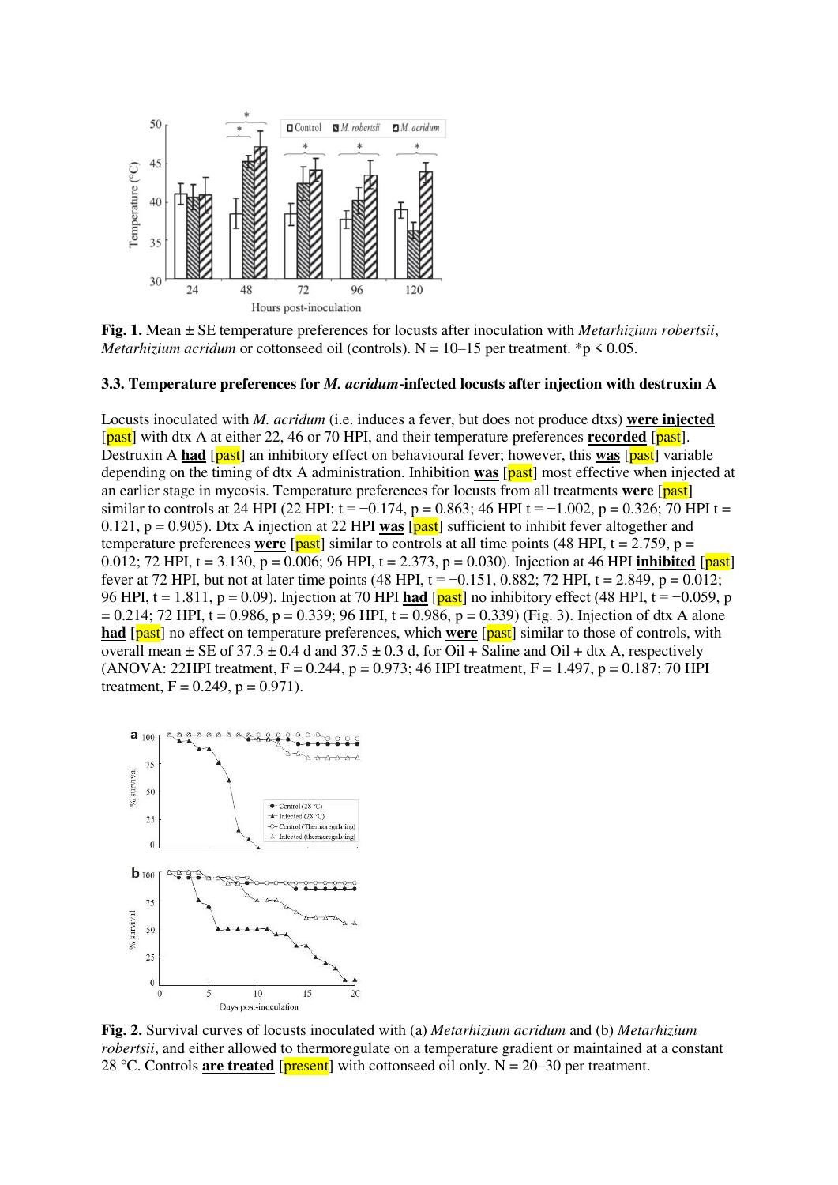**Fig. 1.** Mean ± SE temperature preferences for locusts after inoculation with *Metarhizium robertsii*, *Metarhizium acridum* or cottonseed oil (controls). N = 10–15 per treatment. *$p < 0.05$.

### 3.3. Temperature preferences for *M. acridum*-infected locusts after injection with destruxin A

Locusts inoculated with *M. acridum* (i.e. induces a fever, but does not produce dtxs) **were injected** [past] with dtx A at either 22, 46 or 70 HPI, and their temperature preferences **recorded** [past]. Destruxin A **had** [past] an inhibitory effect on behavioural fever; however, this **was** [past] variable depending on the timing of dtx A administration. Inhibition **was** [past] most effective when injected at an earlier stage in mycosis. Temperature preferences for locusts from all treatments **were** [past] similar to controls at 24 HPI (22 HPI: $t = -0.174$, $p = 0.863$; 46 HPI $t = -1.002$, $p = 0.326$; 70 HPI $t = 0.121$, $p = 0.905$). Dtx A injection at 22 HPI **was** [past] sufficient to inhibit fever altogether and temperature preferences **were** [past] similar to controls at all time points (48 HPI, $t = 2.759$, $p = 0.012$; 72 HPI, $t = 3.130$, $p = 0.006$; 96 HPI, $t = 2.373$, $p = 0.030$). Injection at 46 HPI **inhibited** [past] fever at 72 HPI, but not at later time points (48 HPI, $t = -0.151$, 0.882; 72 HPI, $t = 2.849$, $p = 0.012$; 96 HPI, $t = 1.811$, $p = 0.09$). Injection at 70 HPI **had** [past] no inhibitory effect (48 HPI, $t = -0.059$, $p = 0.214$; 72 HPI, $t = 0.986$, $p = 0.339$; 96 HPI, $t = 0.986$, $p = 0.339$) (Fig. 3). Injection of dtx A alone **had** [past] no effect on temperature preferences, which **were** [past] similar to those of controls, with overall mean ± SE of 37.3 ± 0.4 d and 37.5 ± 0.3 d, for Oil + Saline and Oil + dtx A, respectively (ANOVA: 22HPI treatment, $F = 0.244$, $p = 0.973$; 46 HPI treatment, $F = 1.497$, $p = 0.187$; 70 HPI treatment, $F = 0.249$, $p = 0.971$).

**Fig. 2.** Survival curves of locusts inoculated with (a) *Metarhizium acridum* and (b) *Metarhizium robertsii*, and either allowed to thermoregulate on a temperature gradient or maintained at a constant 28 °C. Controls **are treated** [present] with cottonseed oil only. N = 20–30 per treatment.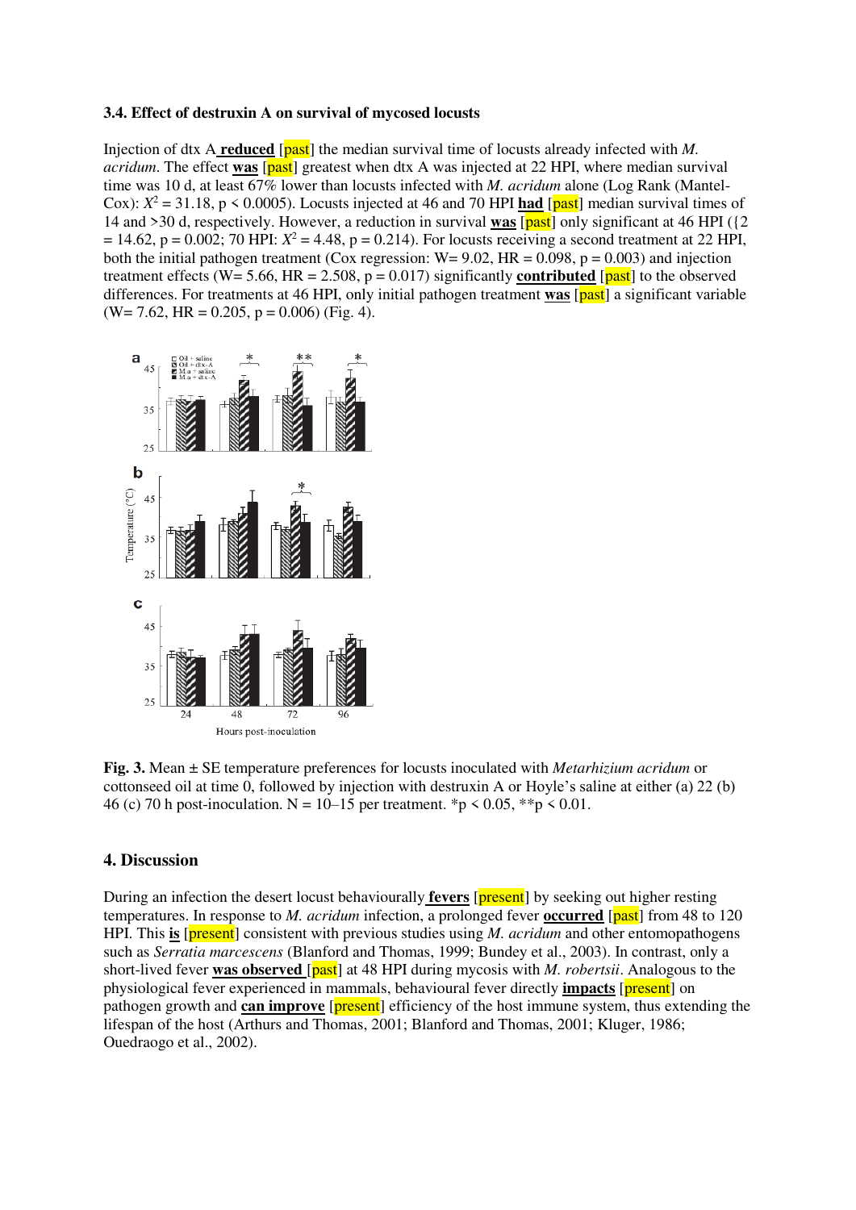### 3.4. Effect of destruxin A on survival of mycosed locusts

Injection of dtx A **reduced** [past] the median survival time of locusts already infected with *M. acridum*. The effect **was** [past] greatest when dtx A was injected at 22 HPI, where median survival time was 10 d, at least 67% lower than locusts infected with *M. acridum* alone (Log Rank (Mantel-Cox): $X^2 = 31.18$, $p < 0.0005$). Locusts injected at 46 and 70 HPI **had** [past] median survival times of 14 and >30 d, respectively. However, a reduction in survival **was** [past] only significant at 46 HPI ({2 = 14.62, p = 0.002; 70 HPI: $X^2 = 4.48$, p = 0.214). For locusts receiving a second treatment at 22 HPI, both the initial pathogen treatment (Cox regression: W= 9.02, HR = 0.098, p = 0.003) and injection treatment effects (W= 5.66, HR = 2.508, p = 0.017) significantly **contributed** [past] to the observed differences. For treatments at 46 HPI, only initial pathogen treatment **was** [past] a significant variable (W= 7.62, HR = 0.205, p = 0.006) (Fig. 4).

**Fig. 3.** Mean ± SE temperature preferences for locusts inoculated with *Metarhizium acridum* or cottonseed oil at time 0, followed by injection with destruxin A or Hoyle's saline at either (a) 22 (b) 46 (c) 70 h post-inoculation. N = 10–15 per treatment. *p < 0.05, **p < 0.01.

## 4. Discussion

During an infection the desert locust behaviourally **fevers** [present] by seeking out higher resting temperatures. In response to *M. acridum* infection, a prolonged fever **occurred** [past] from 48 to 120 HPI. This **is** [present] consistent with previous studies using *M. acridum* and other entomopathogens such as *Serratia marcescens* (Blanford and Thomas, 1999; Bundey et al., 2003). In contrast, only a short-lived fever **was observed** [past] at 48 HPI during mycosis with *M. robertsii*. Analogous to the physiological fever experienced in mammals, behavioural fever directly **impacts** [present] on pathogen growth and **can improve** [present] efficiency of the host immune system, thus extending the lifespan of the host (Arthurs and Thomas, 2001; Blanford and Thomas, 2001; Kluger, 1986; Ouedraogo et al., 2002).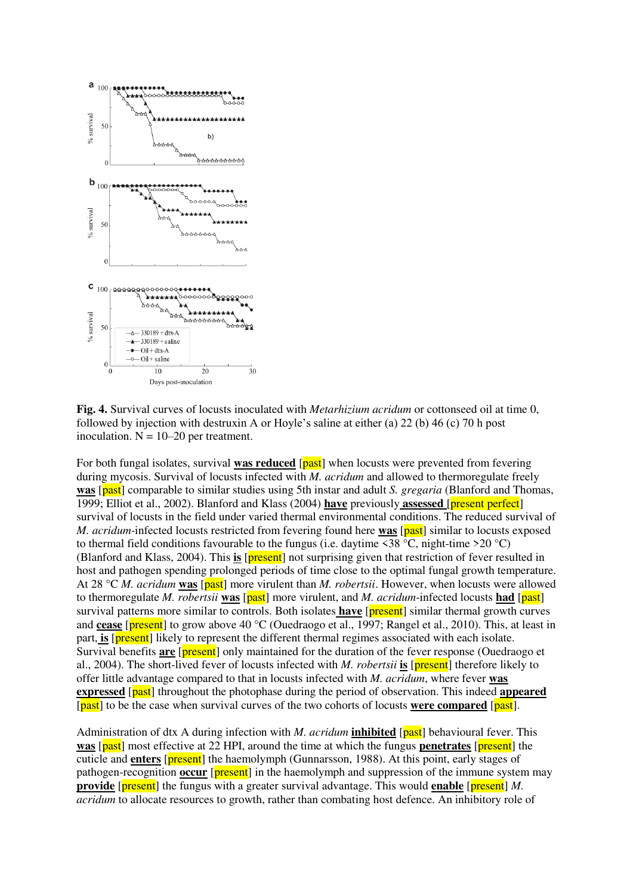**Fig. 4.** Survival curves of locusts inoculated with *Metarhizium acridum* or cottonseed oil at time 0, followed by injection with destruxin A or Hoyle's saline at either (a) 22 (b) 46 (c) 70 h post inoculation. N = 10–20 per treatment.

For both fungal isolates, survival **was reduced** [past] when locusts were prevented from fevering during mycosis. Survival of locusts infected with *M. acridum* and allowed to thermoregulate freely **was** [past] comparable to similar studies using 5th instar and adult *S. gregaria* (Blanford and Thomas, 1999; Elliot et al., 2002). Blanford and Klass (2004) **have** previously **assessed** [present perfect] survival of locusts in the field under varied thermal environmental conditions. The reduced survival of *M. acridum*-infected locusts restricted from fevering found here **was** [past] similar to locusts exposed to thermal field conditions favourable to the fungus (i.e. daytime <38 °C, night-time >20 °C) (Blanford and Klass, 2004). This **is** [present] not surprising given that restriction of fever resulted in host and pathogen spending prolonged periods of time close to the optimal fungal growth temperature. At 28 °C *M. acridum* **was** [past] more virulent than *M. robertsii*. However, when locusts were allowed to thermoregulate *M. robertsii* **was** [past] more virulent, and *M. acridum*-infected locusts **had** [past] survival patterns more similar to controls. Both isolates **have** [present] similar thermal growth curves and **cease** [present] to grow above 40 °C (Ouedraogo et al., 1997; Rangel et al., 2010). This, at least in part, **is** [present] likely to represent the different thermal regimes associated with each isolate. Survival benefits **are** [present] only maintained for the duration of the fever response (Ouedraogo et al., 2004). The short-lived fever of locusts infected with *M. robertsii* **is** [present] therefore likely to offer little advantage compared to that in locusts infected with *M. acridum*, where fever **was expressed** [past] throughout the photophase during the period of observation. This indeed **appeared** [past] to be the case when survival curves of the two cohorts of locusts **were compared** [past].

Administration of dtx A during infection with *M. acridum* **inhibited** [past] behavioural fever. This **was** [past] most effective at 22 HPI, around the time at which the fungus **penetrates** [present] the cuticle and **enters** [present] the haemolymph (Gunnarsson, 1988). At this point, early stages of pathogen-recognition **occur** [present] in the haemolymph and suppression of the immune system may **provide** [present] the fungus with a greater survival advantage. This would **enable** [present] *M. acridum* to allocate resources to growth, rather than combating host defence. An inhibitory role of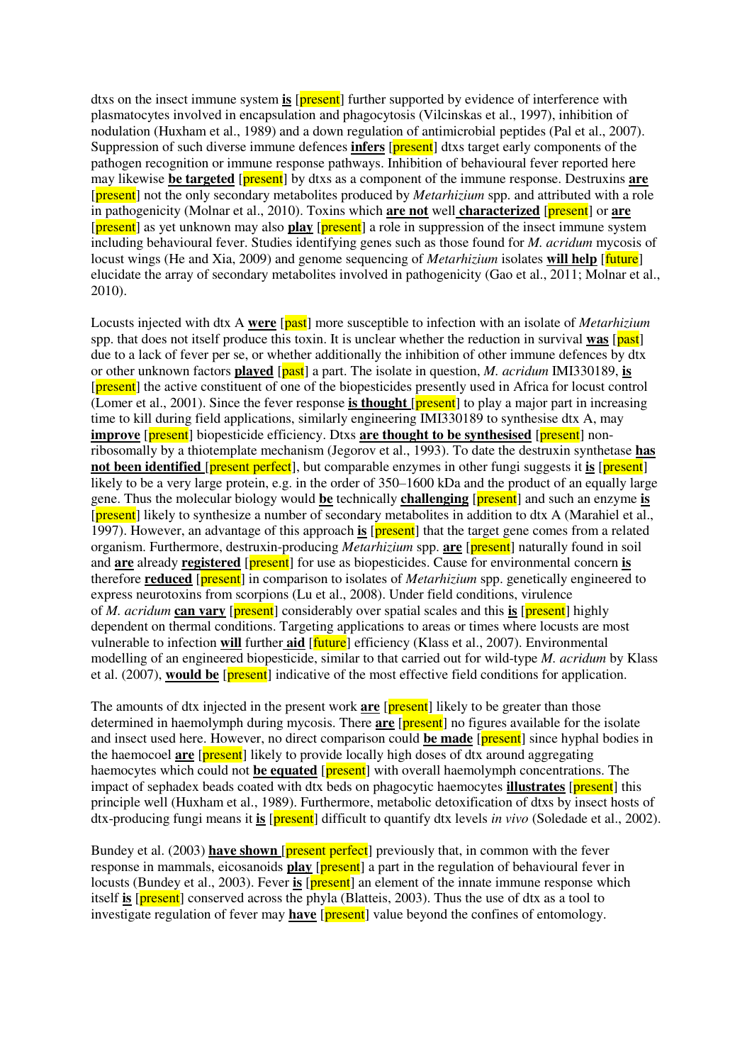dtxs on the insect immune system **is** [present] further supported by evidence of interference with plasmatocytes involved in encapsulation and phagocytosis (Vilcinskas et al., 1997), inhibition of nodulation (Huxham et al., 1989) and a down regulation of antimicrobial peptides (Pal et al., 2007). Suppression of such diverse immune defences **infers** [present] dtxs target early components of the pathogen recognition or immune response pathways. Inhibition of behavioural fever reported here may likewise **be targeted** [present] by dtxs as a component of the immune response. Destruxins **are** [present] not the only secondary metabolites produced by *Metarhizium* spp. and attributed with a role in pathogenicity (Molnar et al., 2010). Toxins which **are not** well **characterized** [present] or **are** [present] as yet unknown may also **play** [present] a role in suppression of the insect immune system including behavioural fever. Studies identifying genes such as those found for *M. acridum* mycosis of locust wings (He and Xia, 2009) and genome sequencing of *Metarhizium* isolates **will help** [future] elucidate the array of secondary metabolites involved in pathogenicity (Gao et al., 2011; Molnar et al., 2010).

Locusts injected with dtx A **were** [past] more susceptible to infection with an isolate of *Metarhizium* spp. that does not itself produce this toxin. It is unclear whether the reduction in survival **was** [past] due to a lack of fever per se, or whether additionally the inhibition of other immune defences by dtx or other unknown factors **played** [past] a part. The isolate in question, *M. acridum* IMI330189, **is** [present] the active constituent of one of the biopesticides presently used in Africa for locust control (Lomer et al., 2001). Since the fever response **is thought** [present] to play a major part in increasing time to kill during field applications, similarly engineering IMI330189 to synthesise dtx A, may **improve** [present] biopesticide efficiency. Dtxs **are thought to be synthesised** [present] non-ribosomally by a thiotemplate mechanism (Jegorov et al., 1993). To date the destruxin synthetase **has not been identified** [present perfect], but comparable enzymes in other fungi suggests it **is** [present] likely to be a very large protein, e.g. in the order of 350–1600 kDa and the product of an equally large gene. Thus the molecular biology would **be** technically **challenging** [present] and such an enzyme **is** [present] likely to synthesize a number of secondary metabolites in addition to dtx A (Marahiel et al., 1997). However, an advantage of this approach **is** [present] that the target gene comes from a related organism. Furthermore, destruxin-producing *Metarhizium* spp. **are** [present] naturally found in soil and **are** already **registered** [present] for use as biopesticides. Cause for environmental concern **is** therefore **reduced** [present] in comparison to isolates of *Metarhizium* spp. genetically engineered to express neurotoxins from scorpions (Lu et al., 2008). Under field conditions, virulence of *M. acridum* **can vary** [present] considerably over spatial scales and this **is** [present] highly dependent on thermal conditions. Targeting applications to areas or times where locusts are most vulnerable to infection **will** further **aid** [future] efficiency (Klass et al., 2007). Environmental modelling of an engineered biopesticide, similar to that carried out for wild-type *M. acridum* by Klass et al. (2007), **would be** [present] indicative of the most effective field conditions for application.

The amounts of dtx injected in the present work **are** [present] likely to be greater than those determined in haemolymph during mycosis. There **are** [present] no figures available for the isolate and insect used here. However, no direct comparison could **be made** [present] since hyphal bodies in the haemocoel **are** [present] likely to provide locally high doses of dtx around aggregating haemocytes which could not **be equated** [present] with overall haemolymph concentrations. The impact of sephadex beads coated with dtx beds on phagocytic haemocytes **illustrates** [present] this principle well (Huxham et al., 1989). Furthermore, metabolic detoxification of dtxs by insect hosts of dtx-producing fungi means it **is** [present] difficult to quantify dtx levels *in vivo* (Soledade et al., 2002).

Bundey et al. (2003) **have shown** [present perfect] previously that, in common with the fever response in mammals, eicosanoids **play** [present] a part in the regulation of behavioural fever in locusts (Bundey et al., 2003). Fever **is** [present] an element of the innate immune response which itself **is** [present] conserved across the phyla (Blatteis, 2003). Thus the use of dtx as a tool to investigate regulation of fever may **have** [present] value beyond the confines of entomology.